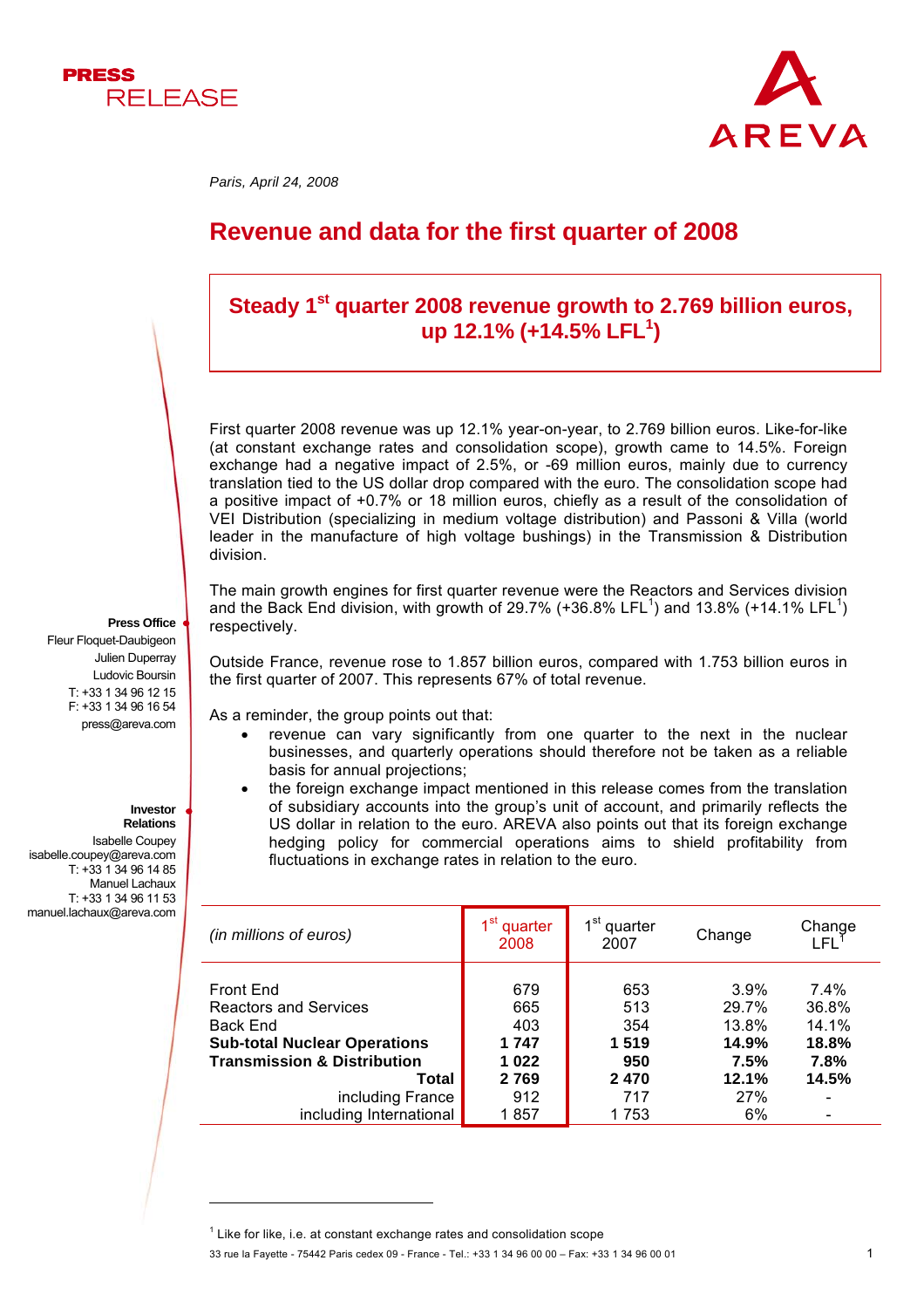PRESS RELEASE

AREVA

*Paris, April 24, 2008*

# Revenue and data for the first quarter of 2008

## Steady 1st quarter 2008 revenue growth to 2.769 billion euros, up 12.1% (+14.5% LFL[1])

First quarter 2008 revenue was up 12.1% year-on-year, to 2.769 billion euros. Like-for-like (at constant exchange rates and consolidation scope), growth came to 14.5%. Foreign exchange had a negative impact of 2.5%, or -69 million euros, mainly due to currency translation tied to the US dollar drop compared with the euro. The consolidation scope had a positive impact of +0.7% or 18 million euros, chiefly as a result of the consolidation of VEI Distribution (specializing in medium voltage distribution) and Passoni & Villa (world leader in the manufacture of high voltage bushings) in the Transmission & Distribution division.

The main growth engines for first quarter revenue were the Reactors and Services division and the Back End division, with growth of 29.7% (+36.8% LFL[1]) and 13.8% (+14.1% LFL[1]) respectively.

Outside France, revenue rose to 1.857 billion euros, compared with 1.753 billion euros in the first quarter of 2007. This represents 67% of total revenue.

As a reminder, the group points out that:

- revenue can vary significantly from one quarter to the next in the nuclear businesses, and quarterly operations should therefore not be taken as a reliable basis for annual projections;
- the foreign exchange impact mentioned in this release comes from the translation of subsidiary accounts into the group's unit of account, and primarily reflects the US dollar in relation to the euro. AREVA also points out that its foreign exchange hedging policy for commercial operations aims to shield profitability from fluctuations in exchange rates in relation to the euro.

**Press Office**
Fleur Floquet-Daubigeon
Julien Duperray
Ludovic Boursin
T: +33 1 34 96 12 15
F: +33 1 34 96 16 54
press@areva.com

**Investor Relations**
Isabelle Coupey
isabelle.coupey@areva.com
T: +33 1 34 96 14 85
Manuel Lachaux
T: +33 1 34 96 11 53
manuel.lachaux@areva.com

| *(in millions of euros)* | 1st quarter 2008 | 1st quarter 2007 | Change | Change LFL[1] |
|---|---|---|---|---|
| Front End | 679 | 653 | 3.9% | 7.4% |
| Reactors and Services | 665 | 513 | 29.7% | 36.8% |
| Back End | 403 | 354 | 13.8% | 14.1% |
| **Sub-total Nuclear Operations** | **1 747** | **1 519** | **14.9%** | **18.8%** |
| **Transmission & Distribution** | **1 022** | **950** | **7.5%** | **7.8%** |
| **Total** | **2 769** | **2 470** | **12.1%** | **14.5%** |
| including France | 912 | 717 | 27% | - |
| including International | 1 857 | 1 753 | 6% | - |

[1] Like for like, i.e. at constant exchange rates and consolidation scope

33 rue la Fayette - 75442 Paris cedex 09 - France - Tel.: +33 1 34 96 00 00 – Fax: +33 1 34 96 00 01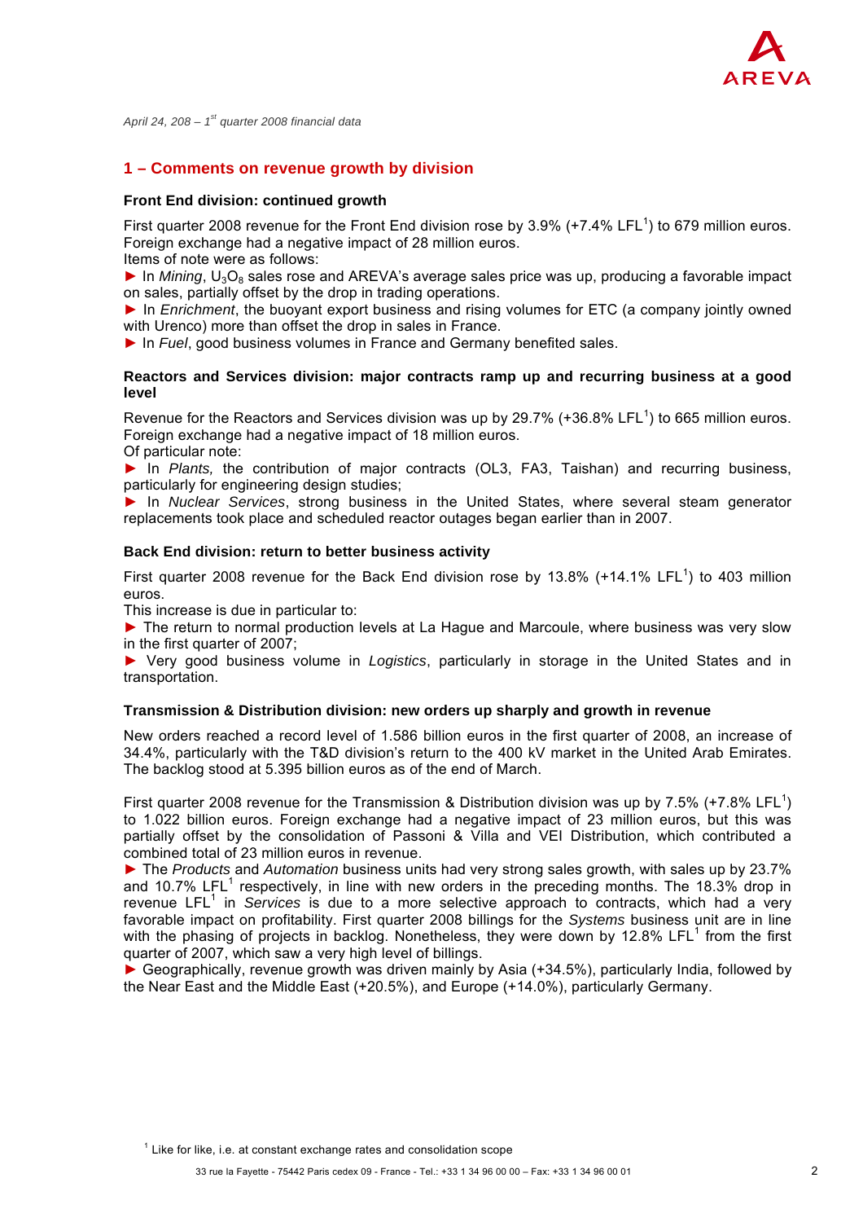*April 24, 208 – 1st quarter 2008 financial data*

## 1 – Comments on revenue growth by division

### Front End division: continued growth

First quarter 2008 revenue for the Front End division rose by 3.9% (+7.4% LFL[1]) to 679 million euros. Foreign exchange had a negative impact of 28 million euros.
Items of note were as follows:

► In *Mining*, $U_3O_8$ sales rose and AREVA's average sales price was up, producing a favorable impact on sales, partially offset by the drop in trading operations.
► In *Enrichment*, the buoyant export business and rising volumes for ETC (a company jointly owned with Urenco) more than offset the drop in sales in France.
► In *Fuel*, good business volumes in France and Germany benefited sales.

### Reactors and Services division: major contracts ramp up and recurring business at a good level

Revenue for the Reactors and Services division was up by 29.7% (+36.8% LFL[1]) to 665 million euros. Foreign exchange had a negative impact of 18 million euros.
Of particular note:

► In *Plants,* the contribution of major contracts (OL3, FA3, Taishan) and recurring business, particularly for engineering design studies;
► In *Nuclear Services*, strong business in the United States, where several steam generator replacements took place and scheduled reactor outages began earlier than in 2007.

### Back End division: return to better business activity

First quarter 2008 revenue for the Back End division rose by 13.8% (+14.1% LFL[1]) to 403 million euros.
This increase is due in particular to:

► The return to normal production levels at La Hague and Marcoule, where business was very slow in the first quarter of 2007;
► Very good business volume in *Logistics*, particularly in storage in the United States and in transportation.

### Transmission & Distribution division: new orders up sharply and growth in revenue

New orders reached a record level of 1.586 billion euros in the first quarter of 2008, an increase of 34.4%, particularly with the T&D division's return to the 400 kV market in the United Arab Emirates. The backlog stood at 5.395 billion euros as of the end of March.

First quarter 2008 revenue for the Transmission & Distribution division was up by 7.5% (+7.8% LFL[1]) to 1.022 billion euros. Foreign exchange had a negative impact of 23 million euros, but this was partially offset by the consolidation of Passoni & Villa and VEI Distribution, which contributed a combined total of 23 million euros in revenue.

► The *Products* and *Automation* business units had very strong sales growth, with sales up by 23.7% and 10.7% LFL[1] respectively, in line with new orders in the preceding months. The 18.3% drop in revenue LFL[1] in *Services* is due to a more selective approach to contracts, which had a very favorable impact on profitability. First quarter 2008 billings for the *Systems* business unit are in line with the phasing of projects in backlog. Nonetheless, they were down by 12.8% LFL[1] from the first quarter of 2007, which saw a very high level of billings.
► Geographically, revenue growth was driven mainly by Asia (+34.5%), particularly India, followed by the Near East and the Middle East (+20.5%), and Europe (+14.0%), particularly Germany.

[1] Like for like, i.e. at constant exchange rates and consolidation scope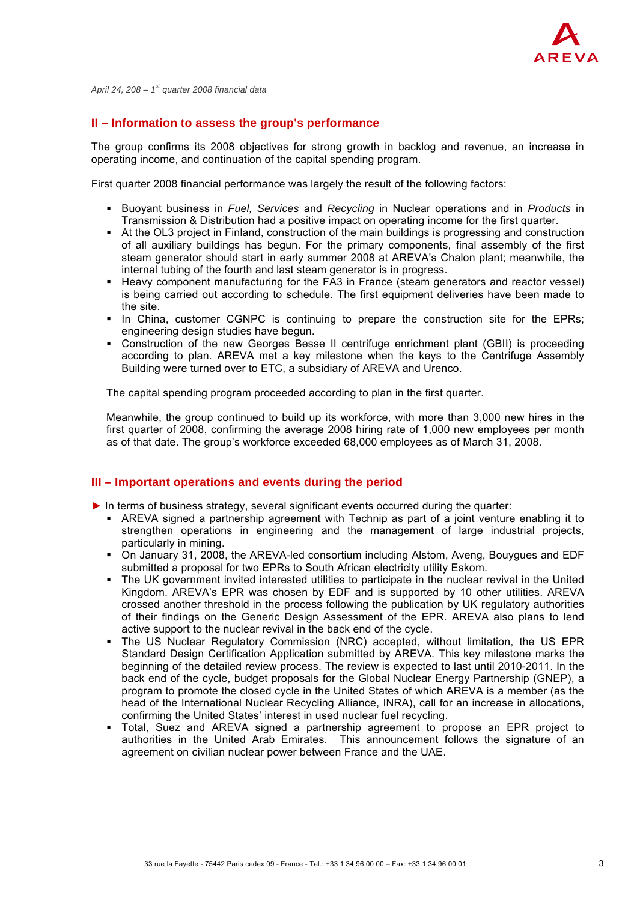April 24, 208 – 1st quarter 2008 financial data

## II – Information to assess the group's performance

The group confirms its 2008 objectives for strong growth in backlog and revenue, an increase in operating income, and continuation of the capital spending program.

First quarter 2008 financial performance was largely the result of the following factors:

- Buoyant business in *Fuel, Services* and *Recycling* in Nuclear operations and in *Products* in Transmission & Distribution had a positive impact on operating income for the first quarter.
- At the OL3 project in Finland, construction of the main buildings is progressing and construction of all auxiliary buildings has begun. For the primary components, final assembly of the first steam generator should start in early summer 2008 at AREVA's Chalon plant; meanwhile, the internal tubing of the fourth and last steam generator is in progress.
- Heavy component manufacturing for the FA3 in France (steam generators and reactor vessel) is being carried out according to schedule. The first equipment deliveries have been made to the site.
- In China, customer CGNPC is continuing to prepare the construction site for the EPRs; engineering design studies have begun.
- Construction of the new Georges Besse II centrifuge enrichment plant (GBII) is proceeding according to plan. AREVA met a key milestone when the keys to the Centrifuge Assembly Building were turned over to ETC, a subsidiary of AREVA and Urenco.

The capital spending program proceeded according to plan in the first quarter.

Meanwhile, the group continued to build up its workforce, with more than 3,000 new hires in the first quarter of 2008, confirming the average 2008 hiring rate of 1,000 new employees per month as of that date. The group's workforce exceeded 68,000 employees as of March 31, 2008.

## III – Important operations and events during the period

► In terms of business strategy, several significant events occurred during the quarter:

- AREVA signed a partnership agreement with Technip as part of a joint venture enabling it to strengthen operations in engineering and the management of large industrial projects, particularly in mining.
- On January 31, 2008, the AREVA-led consortium including Alstom, Aveng, Bouygues and EDF submitted a proposal for two EPRs to South African electricity utility Eskom.
- The UK government invited interested utilities to participate in the nuclear revival in the United Kingdom. AREVA's EPR was chosen by EDF and is supported by 10 other utilities. AREVA crossed another threshold in the process following the publication by UK regulatory authorities of their findings on the Generic Design Assessment of the EPR. AREVA also plans to lend active support to the nuclear revival in the back end of the cycle.
- The US Nuclear Regulatory Commission (NRC) accepted, without limitation, the US EPR Standard Design Certification Application submitted by AREVA. This key milestone marks the beginning of the detailed review process. The review is expected to last until 2010-2011. In the back end of the cycle, budget proposals for the Global Nuclear Energy Partnership (GNEP), a program to promote the closed cycle in the United States of which AREVA is a member (as the head of the International Nuclear Recycling Alliance, INRA), call for an increase in allocations, confirming the United States' interest in used nuclear fuel recycling.
- Total, Suez and AREVA signed a partnership agreement to propose an EPR project to authorities in the United Arab Emirates. This announcement follows the signature of an agreement on civilian nuclear power between France and the UAE.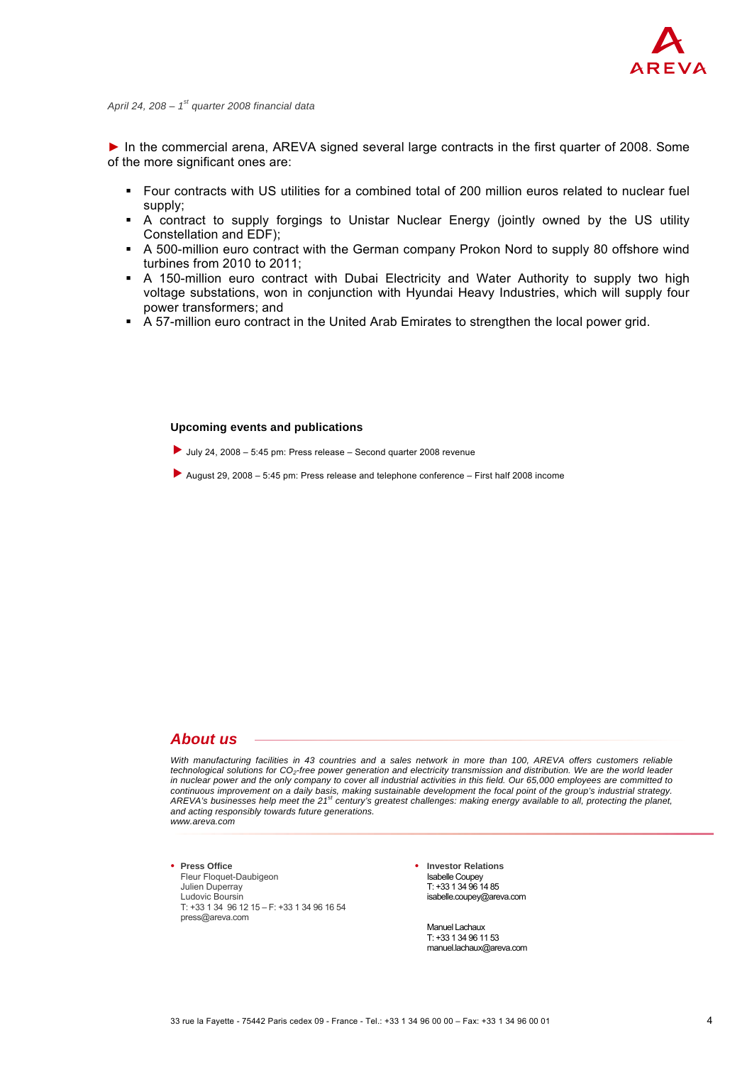*April 24, 208 – 1st quarter 2008 financial data*

► In the commercial arena, AREVA signed several large contracts in the first quarter of 2008. Some of the more significant ones are:

- Four contracts with US utilities for a combined total of 200 million euros related to nuclear fuel supply;
- A contract to supply forgings to Unistar Nuclear Energy (jointly owned by the US utility Constellation and EDF);
- A 500-million euro contract with the German company Prokon Nord to supply 80 offshore wind turbines from 2010 to 2011;
- A 150-million euro contract with Dubai Electricity and Water Authority to supply two high voltage substations, won in conjunction with Hyundai Heavy Industries, which will supply four power transformers; and
- A 57-million euro contract in the United Arab Emirates to strengthen the local power grid.

**Upcoming events and publications**

► July 24, 2008 – 5:45 pm: Press release – Second quarter 2008 revenue

► August 29, 2008 – 5:45 pm: Press release and telephone conference – First half 2008 income

## About us

*With manufacturing facilities in 43 countries and a sales network in more than 100, AREVA offers customers reliable technological solutions for $CO_2$-free power generation and electricity transmission and distribution. We are the world leader in nuclear power and the only company to cover all industrial activities in this field. Our 65,000 employees are committed to continuous improvement on a daily basis, making sustainable development the focal point of the group's industrial strategy. AREVA's businesses help meet the 21st century's greatest challenges: making energy available to all, protecting the planet, and acting responsibly towards future generations.*
*www.areva.com*

- **Press Office**
  Fleur Floquet-Daubigeon
  Julien Duperray
  Ludovic Boursin
  T: +33 1 34 96 12 15 – F: +33 1 34 96 16 54
  press@areva.com

- **Investor Relations**
  Isabelle Coupey
  T: +33 1 34 96 14 85
  isabelle.coupey@areva.com

  Manuel Lachaux
  T: +33 1 34 96 11 53
  manuel.lachaux@areva.com

33 rue la Fayette - 75442 Paris cedex 09 - France - Tel.: +33 1 34 96 00 00 – Fax: +33 1 34 96 00 01